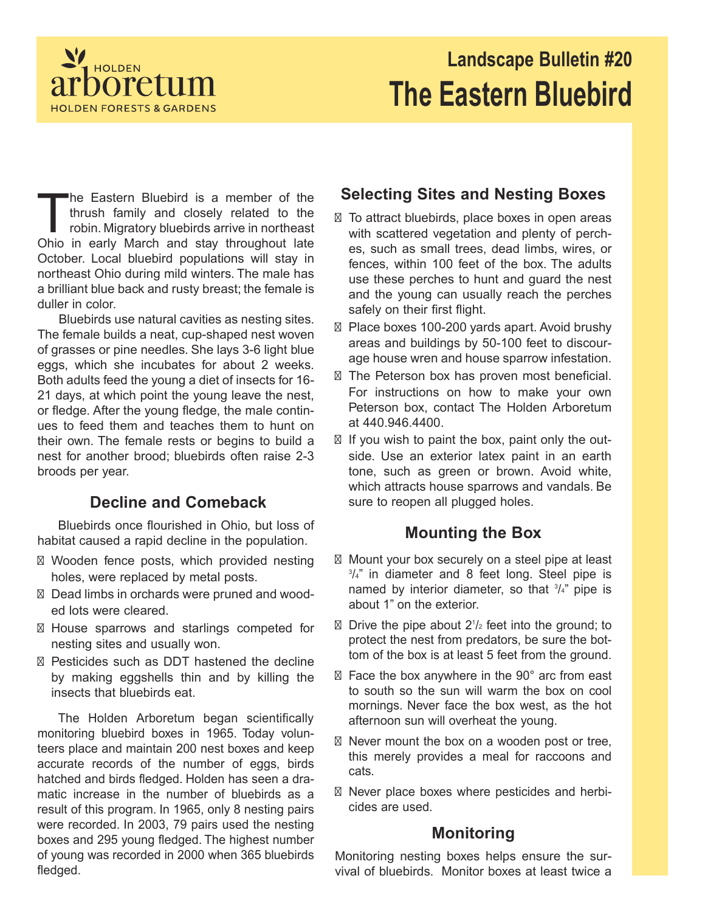HOLDEN arboretum HOLDEN FORESTS & GARDENS

# Landscape Bulletin #20
# The Eastern Bluebird

The Eastern Bluebird is a member of the thrush family and closely related to the robin. Migratory bluebirds arrive in northeast Ohio in early March and stay throughout late October. Local bluebird populations will stay in northeast Ohio during mild winters. The male has a brilliant blue back and rusty breast; the female is duller in color.

Bluebirds use natural cavities as nesting sites. The female builds a neat, cup-shaped nest woven of grasses or pine needles. She lays 3-6 light blue eggs, which she incubates for about 2 weeks. Both adults feed the young a diet of insects for 16-21 days, at which point the young leave the nest, or fledge. After the young fledge, the male continues to feed them and teaches them to hunt on their own. The female rests or begins to build a nest for another brood; bluebirds often raise 2-3 broods per year.

## Decline and Comeback

Bluebirds once flourished in Ohio, but loss of habitat caused a rapid decline in the population.

- Wooden fence posts, which provided nesting holes, were replaced by metal posts.
- Dead limbs in orchards were pruned and wooded lots were cleared.
- House sparrows and starlings competed for nesting sites and usually won.
- Pesticides such as DDT hastened the decline by making eggshells thin and by killing the insects that bluebirds eat.

The Holden Arboretum began scientifically monitoring bluebird boxes in 1965. Today volunteers place and maintain 200 nest boxes and keep accurate records of the number of eggs, birds hatched and birds fledged. Holden has seen a dramatic increase in the number of bluebirds as a result of this program. In 1965, only 8 nesting pairs were recorded. In 2003, 79 pairs used the nesting boxes and 295 young fledged. The highest number of young was recorded in 2000 when 365 bluebirds fledged.

## Selecting Sites and Nesting Boxes

- To attract bluebirds, place boxes in open areas with scattered vegetation and plenty of perches, such as small trees, dead limbs, wires, or fences, within 100 feet of the box. The adults use these perches to hunt and guard the nest and the young can usually reach the perches safely on their first flight.
- Place boxes 100-200 yards apart. Avoid brushy areas and buildings by 50-100 feet to discourage house wren and house sparrow infestation.
- The Peterson box has proven most beneficial. For instructions on how to make your own Peterson box, contact The Holden Arboretum at 440.946.4400.
- If you wish to paint the box, paint only the outside. Use an exterior latex paint in an earth tone, such as green or brown. Avoid white, which attracts house sparrows and vandals. Be sure to reopen all plugged holes.

## Mounting the Box

- Mount your box securely on a steel pipe at least 3/4" in diameter and 8 feet long. Steel pipe is named by interior diameter, so that 3/4" pipe is about 1" on the exterior.
- Drive the pipe about 2 1/2 feet into the ground; to protect the nest from predators, be sure the bottom of the box is at least 5 feet from the ground.
- Face the box anywhere in the 90° arc from east to south so the sun will warm the box on cool mornings. Never face the box west, as the hot afternoon sun will overheat the young.
- Never mount the box on a wooden post or tree, this merely provides a meal for raccoons and cats.
- Never place boxes where pesticides and herbicides are used.

## Monitoring

Monitoring nesting boxes helps ensure the survival of bluebirds. Monitor boxes at least twice a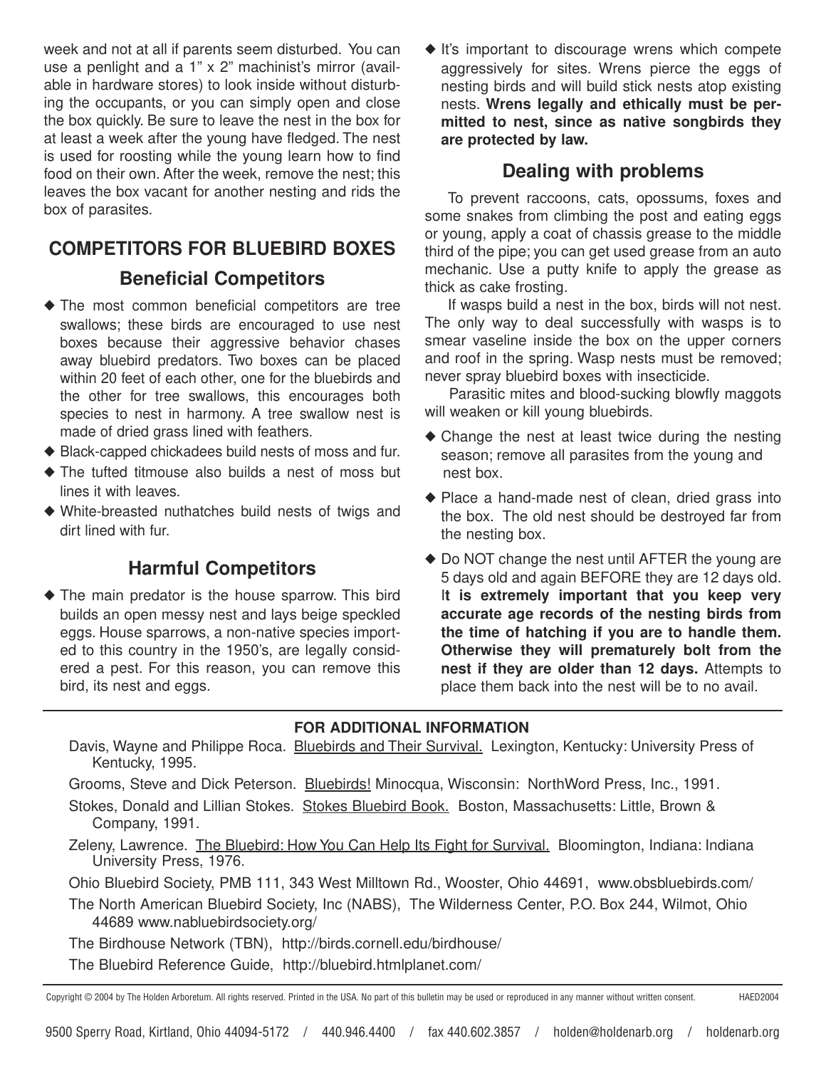week and not at all if parents seem disturbed. You can use a penlight and a 1" x 2" machinist's mirror (available in hardware stores) to look inside without disturbing the occupants, or you can simply open and close the box quickly. Be sure to leave the nest in the box for at least a week after the young have fledged. The nest is used for roosting while the young learn how to find food on their own. After the week, remove the nest; this leaves the box vacant for another nesting and rids the box of parasites.

## COMPETITORS FOR BLUEBIRD BOXES

### Beneficial Competitors

- The most common beneficial competitors are tree swallows; these birds are encouraged to use nest boxes because their aggressive behavior chases away bluebird predators. Two boxes can be placed within 20 feet of each other, one for the bluebirds and the other for tree swallows, this encourages both species to nest in harmony. A tree swallow nest is made of dried grass lined with feathers.
- Black-capped chickadees build nests of moss and fur.
- The tufted titmouse also builds a nest of moss but lines it with leaves.
- White-breasted nuthatches build nests of twigs and dirt lined with fur.

### Harmful Competitors

- The main predator is the house sparrow. This bird builds an open messy nest and lays beige speckled eggs. House sparrows, a non-native species imported to this country in the 1950's, are legally considered a pest. For this reason, you can remove this bird, its nest and eggs.
- It's important to discourage wrens which compete aggressively for sites. Wrens pierce the eggs of nesting birds and will build stick nests atop existing nests. **Wrens legally and ethically must be permitted to nest, since as native songbirds they are protected by law.**

### Dealing with problems

To prevent raccoons, cats, opossums, foxes and some snakes from climbing the post and eating eggs or young, apply a coat of chassis grease to the middle third of the pipe; you can get used grease from an auto mechanic. Use a putty knife to apply the grease as thick as cake frosting.

If wasps build a nest in the box, birds will not nest. The only way to deal successfully with wasps is to smear vaseline inside the box on the upper corners and roof in the spring. Wasp nests must be removed; never spray bluebird boxes with insecticide.

Parasitic mites and blood-sucking blowfly maggots will weaken or kill young bluebirds.

- Change the nest at least twice during the nesting season; remove all parasites from the young and nest box.
- Place a hand-made nest of clean, dried grass into the box. The old nest should be destroyed far from the nesting box.
- Do NOT change the nest until AFTER the young are 5 days old and again BEFORE they are 12 days old. **It is extremely important that you keep very accurate age records of the nesting birds from the time of hatching if you are to handle them. Otherwise they will prematurely bolt from the nest if they are older than 12 days.** Attempts to place them back into the nest will be to no avail.

**FOR ADDITIONAL INFORMATION**

Davis, Wayne and Philippe Roca. Bluebirds and Their Survival. Lexington, Kentucky: University Press of Kentucky, 1995.

Grooms, Steve and Dick Peterson. Bluebirds! Minocqua, Wisconsin: NorthWord Press, Inc., 1991.

Stokes, Donald and Lillian Stokes. Stokes Bluebird Book. Boston, Massachusetts: Little, Brown & Company, 1991.

Zeleny, Lawrence. The Bluebird: How You Can Help Its Fight for Survival. Bloomington, Indiana: Indiana University Press, 1976.

Ohio Bluebird Society, PMB 111, 343 West Milltown Rd., Wooster, Ohio 44691, www.obsbluebirds.com/

The North American Bluebird Society, Inc (NABS), The Wilderness Center, P.O. Box 244, Wilmot, Ohio 44689 www.nabluebirdsociety.org/

The Birdhouse Network (TBN), http://birds.cornell.edu/birdhouse/

The Bluebird Reference Guide, http://bluebird.htmlplanet.com/

Copyright © 2004 by The Holden Arboretum. All rights reserved. Printed in the USA. No part of this bulletin may be used or reproduced in any manner without written consent. HAED2004

9500 Sperry Road, Kirtland, Ohio 44094-5172 / 440.946.4400 / fax 440.602.3857 / holden@holdenarb.org / holdenarb.org